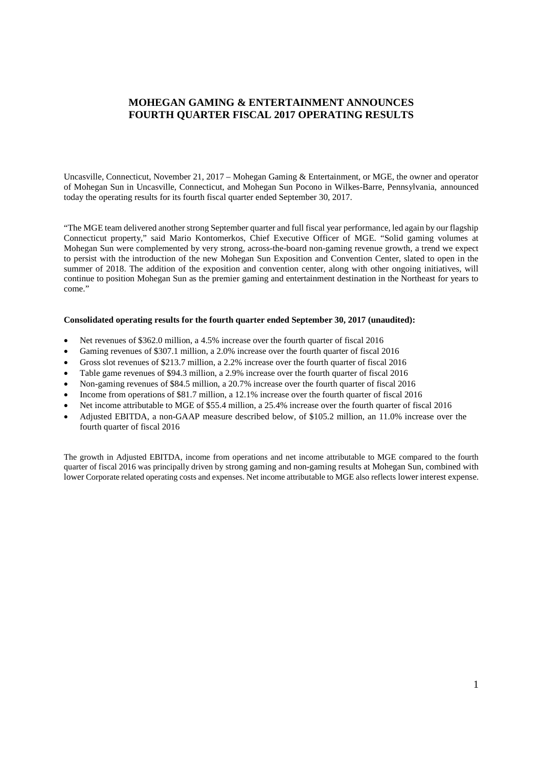# MOHEGAN GAMING & ENTERTAINMENT ANNOUNCES FOURTH QUARTER FISCAL 2017 OPERATING RESULTS

Uncasville, Connecticut, November 21, 2017 – Mohegan Gaming & Entertainment, or MGE, the owner and operator of Mohegan Sun in Uncasville, Connecticut, and Mohegan Sun Pocono in Wilkes-Barre, Pennsylvania, announced today the operating results for its fourth fiscal quarter ended September 30, 2017.

"The MGE team delivered another strong September quarter and full fiscal year performance, led again by our flagship Connecticut property," said Mario Kontomerkos, Chief Executive Officer of MGE. "Solid gaming volumes at Mohegan Sun were complemented by very strong, across-the-board non-gaming revenue growth, a trend we expect to persist with the introduction of the new Mohegan Sun Exposition and Convention Center, slated to open in the summer of 2018. The addition of the exposition and convention center, along with other ongoing initiatives, will continue to position Mohegan Sun as the premier gaming and entertainment destination in the Northeast for years to come."

**Consolidated operating results for the fourth quarter ended September 30, 2017 (unaudited):**

- Net revenues of $362.0 million, a 4.5% increase over the fourth quarter of fiscal 2016
- Gaming revenues of $307.1 million, a 2.0% increase over the fourth quarter of fiscal 2016
- Gross slot revenues of $213.7 million, a 2.2% increase over the fourth quarter of fiscal 2016
- Table game revenues of $94.3 million, a 2.9% increase over the fourth quarter of fiscal 2016
- Non-gaming revenues of $84.5 million, a 20.7% increase over the fourth quarter of fiscal 2016
- Income from operations of $81.7 million, a 12.1% increase over the fourth quarter of fiscal 2016
- Net income attributable to MGE of $55.4 million, a 25.4% increase over the fourth quarter of fiscal 2016
- Adjusted EBITDA, a non-GAAP measure described below, of $105.2 million, an 11.0% increase over the fourth quarter of fiscal 2016

The growth in Adjusted EBITDA, income from operations and net income attributable to MGE compared to the fourth quarter of fiscal 2016 was principally driven by strong gaming and non-gaming results at Mohegan Sun, combined with lower Corporate related operating costs and expenses. Net income attributable to MGE also reflects lower interest expense.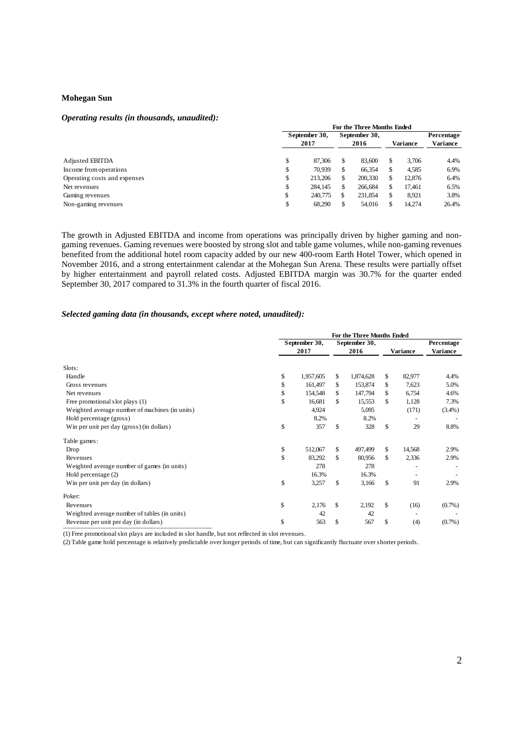**Mohegan Sun**

***Operating results (in thousands, unaudited):***

| | For the Three Months Ended | | | |
|---|---|---|---|---|
| | September 30, 2017 | September 30, 2016 | Variance | Percentage Variance |
| Adjusted EBITDA | $ 87,306 | $ 83,600 | $ 3,706 | 4.4% |
| Income from operations | $ 70,939 | $ 66,354 | $ 4,585 | 6.9% |
| Operating costs and expenses | $ 213,206 | $ 200,330 | $ 12,876 | 6.4% |
| Net revenues | $ 284,145 | $ 266,684 | $ 17,461 | 6.5% |
| Gaming revenues | $ 240,775 | $ 231,854 | $ 8,921 | 3.8% |
| Non-gaming revenues | $ 68,290 | $ 54,016 | $ 14,274 | 26.4% |

The growth in Adjusted EBITDA and income from operations was principally driven by higher gaming and non-gaming revenues. Gaming revenues were boosted by strong slot and table game volumes, while non-gaming revenues benefited from the additional hotel room capacity added by our new 400-room Earth Hotel Tower, which opened in November 2016, and a strong entertainment calendar at the Mohegan Sun Arena. These results were partially offset by higher entertainment and payroll related costs. Adjusted EBITDA margin was 30.7% for the quarter ended September 30, 2017 compared to 31.3% in the fourth quarter of fiscal 2016.

***Selected gaming data (in thousands, except where noted, unaudited):***

| | For the Three Months Ended | | | |
|---|---|---|---|---|
| | September 30, 2017 | September 30, 2016 | Variance | Percentage Variance |
| Slots: | | | | |
| Handle | $ 1,957,605 | $ 1,874,628 | $ 82,977 | 4.4% |
| Gross revenues | $ 161,497 | $ 153,874 | $ 7,623 | 5.0% |
| Net revenues | $ 154,548 | $ 147,794 | $ 6,754 | 4.6% |
| Free promotional slot plays (1) | $ 16,681 | $ 15,553 | $ 1,128 | 7.3% |
| Weighted average number of machines (in units) | 4,924 | 5,095 | (171) | (3.4%) |
| Hold percentage (gross) | 8.2% | 8.2% | - | - |
| Win per unit per day (gross) (in dollars) | $ 357 | $ 328 | $ 29 | 8.8% |
| Table games: | | | | |
| Drop | $ 512,067 | $ 497,499 | $ 14,568 | 2.9% |
| Revenues | $ 83,292 | $ 80,956 | $ 2,336 | 2.9% |
| Weighted average number of games (in units) | 278 | 278 | - | - |
| Hold percentage (2) | 16.3% | 16.3% | - | - |
| Win per unit per day (in dollars) | $ 3,257 | $ 3,166 | $ 91 | 2.9% |
| Poker: | | | | |
| Revenues | $ 2,176 | $ 2,192 | $ (16) | (0.7%) |
| Weighted average number of tables (in units) | 42 | 42 | - | - |
| Revenue per unit per day (in dollars) | $ 563 | $ 567 | $ (4) | (0.7%) |

(1) Free promotional slot plays are included in slot handle, but not reflected in slot revenues.

(2) Table game hold percentage is relatively predictable over longer periods of time, but can significantly fluctuate over shorter periods.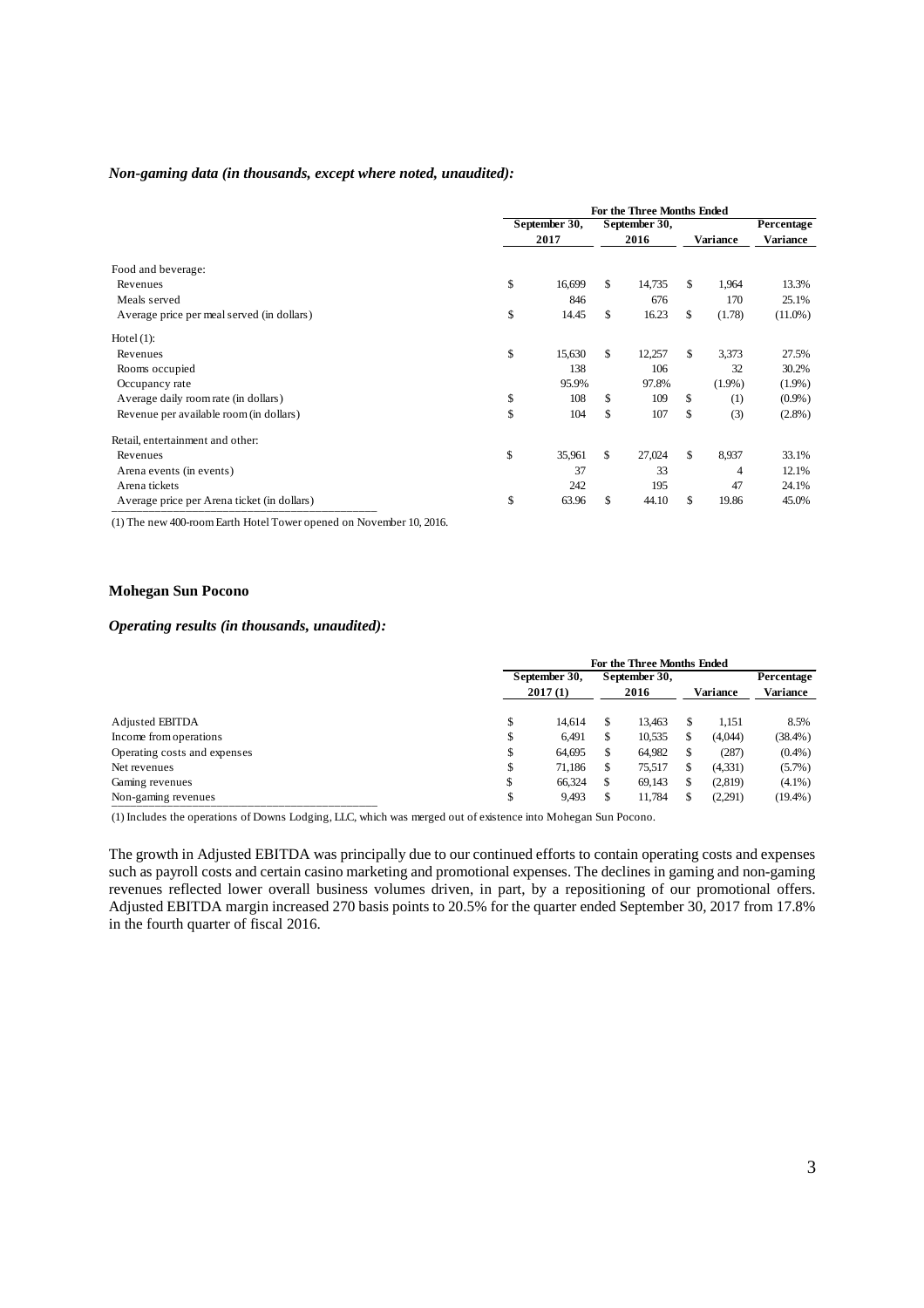***Non-gaming data (in thousands, except where noted, unaudited):***

| | For the Three Months Ended | | | |
|---|---|---|---|---|
| | September 30, 2017 | September 30, 2016 | Variance | Percentage Variance |
| Food and beverage: | | | | |
| Revenues | $ 16,699 | $ 14,735 | $ 1,964 | 13.3% |
| Meals served | 846 | 676 | 170 | 25.1% |
| Average price per meal served (in dollars) | $ 14.45 | $ 16.23 | $ (1.78) | (11.0%) |
| Hotel (1): | | | | |
| Revenues | $ 15,630 | $ 12,257 | $ 3,373 | 27.5% |
| Rooms occupied | 138 | 106 | 32 | 30.2% |
| Occupancy rate | 95.9% | 97.8% | (1.9%) | (1.9%) |
| Average daily room rate (in dollars) | $ 108 | $ 109 | $ (1) | (0.9%) |
| Revenue per available room (in dollars) | $ 104 | $ 107 | $ (3) | (2.8%) |
| Retail, entertainment and other: | | | | |
| Revenues | $ 35,961 | $ 27,024 | $ 8,937 | 33.1% |
| Arena events (in events) | 37 | 33 | 4 | 12.1% |
| Arena tickets | 242 | 195 | 47 | 24.1% |
| Average price per Arena ticket (in dollars) | $ 63.96 | $ 44.10 | $ 19.86 | 45.0% |

(1) The new 400-room Earth Hotel Tower opened on November 10, 2016.

**Mohegan Sun Pocono**

***Operating results (in thousands, unaudited):***

| | For the Three Months Ended | | | |
|---|---|---|---|---|
| | September 30, 2017 (1) | September 30, 2016 | Variance | Percentage Variance |
| Adjusted EBITDA | $ 14,614 | $ 13,463 | $ 1,151 | 8.5% |
| Income from operations | $ 6,491 | $ 10,535 | $ (4,044) | (38.4%) |
| Operating costs and expenses | $ 64,695 | $ 64,982 | $ (287) | (0.4%) |
| Net revenues | $ 71,186 | $ 75,517 | $ (4,331) | (5.7%) |
| Gaming revenues | $ 66,324 | $ 69,143 | $ (2,819) | (4.1%) |
| Non-gaming revenues | $ 9,493 | $ 11,784 | $ (2,291) | (19.4%) |

(1) Includes the operations of Downs Lodging, LLC, which was merged out of existence into Mohegan Sun Pocono.

The growth in Adjusted EBITDA was principally due to our continued efforts to contain operating costs and expenses such as payroll costs and certain casino marketing and promotional expenses. The declines in gaming and non-gaming revenues reflected lower overall business volumes driven, in part, by a repositioning of our promotional offers. Adjusted EBITDA margin increased 270 basis points to 20.5% for the quarter ended September 30, 2017 from 17.8% in the fourth quarter of fiscal 2016.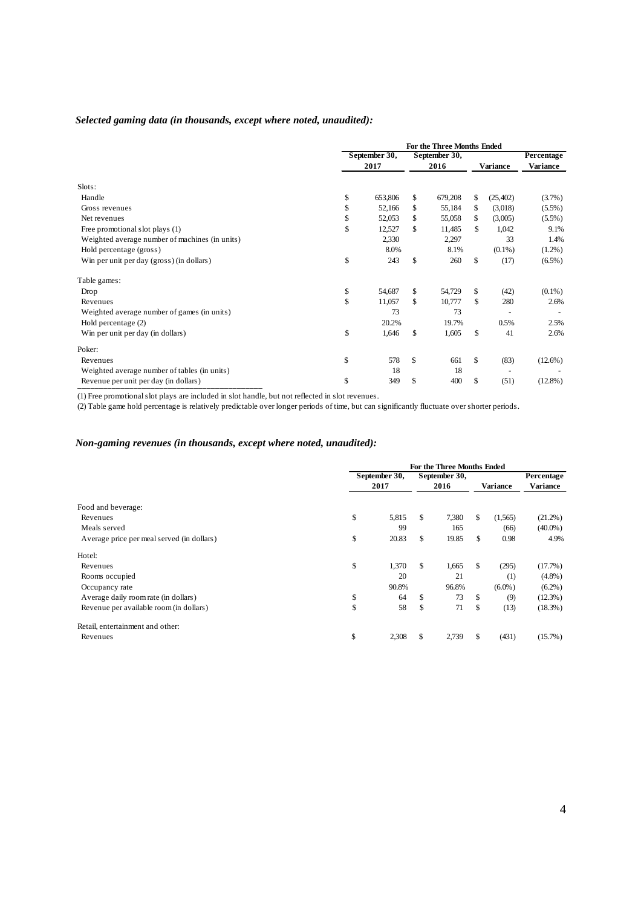### *Selected gaming data (in thousands, except where noted, unaudited):*

| | For the Three Months Ended | | | |
|---|---|---|---|---|
| | September 30, 2017 | September 30, 2016 | Variance | Percentage Variance |
| Slots: | | | | |
| Handle | $ 653,806 | $ 679,208 | $ (25,402) | (3.7%) |
| Gross revenues | $ 52,166 | $ 55,184 | $ (3,018) | (5.5%) |
| Net revenues | $ 52,053 | $ 55,058 | $ (3,005) | (5.5%) |
| Free promotional slot plays (1) | $ 12,527 | $ 11,485 | $ 1,042 | 9.1% |
| Weighted average number of machines (in units) | 2,330 | 2,297 | 33 | 1.4% |
| Hold percentage (gross) | 8.0% | 8.1% | (0.1%) | (1.2%) |
| Win per unit per day (gross) (in dollars) | $ 243 | $ 260 | $ (17) | (6.5%) |
| Table games: | | | | |
| Drop | $ 54,687 | $ 54,729 | $ (42) | (0.1%) |
| Revenues | $ 11,057 | $ 10,777 | $ 280 | 2.6% |
| Weighted average number of games (in units) | 73 | 73 | - | - |
| Hold percentage (2) | 20.2% | 19.7% | 0.5% | 2.5% |
| Win per unit per day (in dollars) | $ 1,646 | $ 1,605 | $ 41 | 2.6% |
| Poker: | | | | |
| Revenues | $ 578 | $ 661 | $ (83) | (12.6%) |
| Weighted average number of tables (in units) | 18 | 18 | - | - |
| Revenue per unit per day (in dollars) | $ 349 | $ 400 | $ (51) | (12.8%) |

(1) Free promotional slot plays are included in slot handle, but not reflected in slot revenues.

(2) Table game hold percentage is relatively predictable over longer periods of time, but can significantly fluctuate over shorter periods.

### *Non-gaming revenues (in thousands, except where noted, unaudited):*

| | For the Three Months Ended | | | |
|---|---|---|---|---|
| | September 30, 2017 | September 30, 2016 | Variance | Percentage Variance |
| Food and beverage: | | | | |
| Revenues | $ 5,815 | $ 7,380 | $ (1,565) | (21.2%) |
| Meals served | 99 | 165 | (66) | (40.0%) |
| Average price per meal served (in dollars) | $ 20.83 | $ 19.85 | $ 0.98 | 4.9% |
| Hotel: | | | | |
| Revenues | $ 1,370 | $ 1,665 | $ (295) | (17.7%) |
| Rooms occupied | 20 | 21 | (1) | (4.8%) |
| Occupancy rate | 90.8% | 96.8% | (6.0%) | (6.2%) |
| Average daily room rate (in dollars) | $ 64 | $ 73 | $ (9) | (12.3%) |
| Revenue per available room (in dollars) | $ 58 | $ 71 | $ (13) | (18.3%) |
| Retail, entertainment and other: | | | | |
| Revenues | $ 2,308 | $ 2,739 | $ (431) | (15.7%) |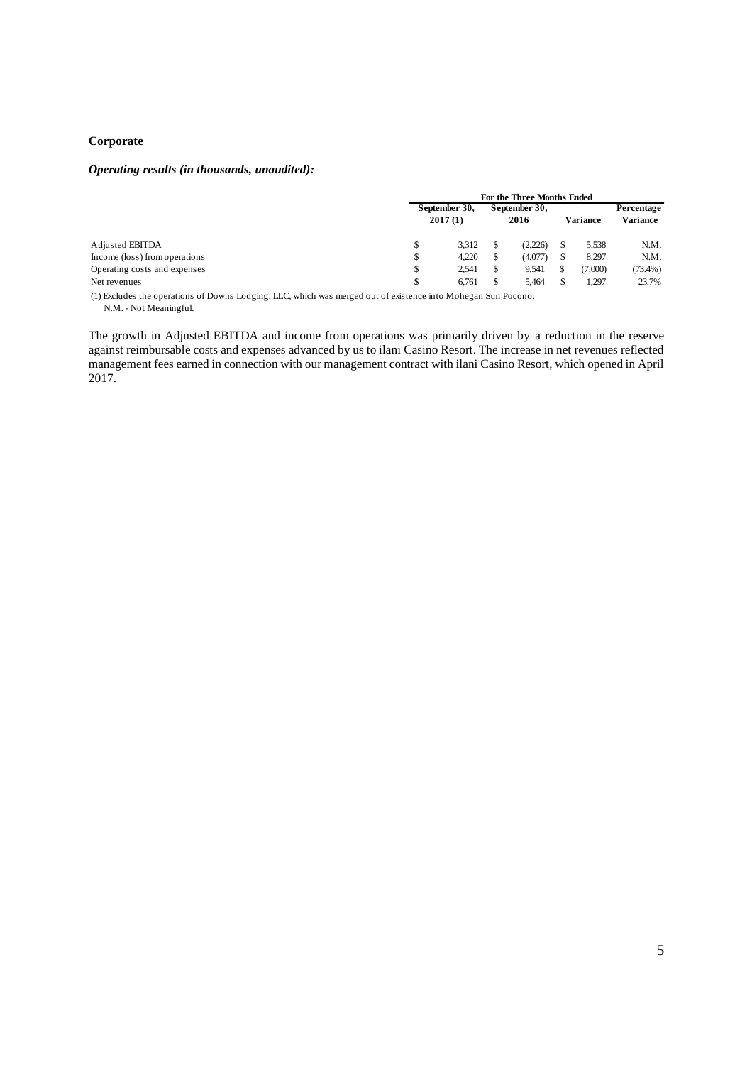**Corporate**

***Operating results (in thousands, unaudited):***

| | For the Three Months Ended | | | |
|---|---|---|---|---|
| | September 30, 2017 (1) | September 30, 2016 | Variance | Percentage Variance |
| Adjusted EBITDA | $ 3,312 | $ (2,226) | $ 5,538 | N.M. |
| Income (loss) from operations | $ 4,220 | $ (4,077) | $ 8,297 | N.M. |
| Operating costs and expenses | $ 2,541 | $ 9,541 | $ (7,000) | (73.4%) |
| Net revenues | $ 6,761 | $ 5,464 | $ 1,297 | 23.7% |

(1) Excludes the operations of Downs Lodging, LLC, which was merged out of existence into Mohegan Sun Pocono.
N.M. - Not Meaningful.

The growth in Adjusted EBITDA and income from operations was primarily driven by a reduction in the reserve against reimbursable costs and expenses advanced by us to ilani Casino Resort. The increase in net revenues reflected management fees earned in connection with our management contract with ilani Casino Resort, which opened in April 2017.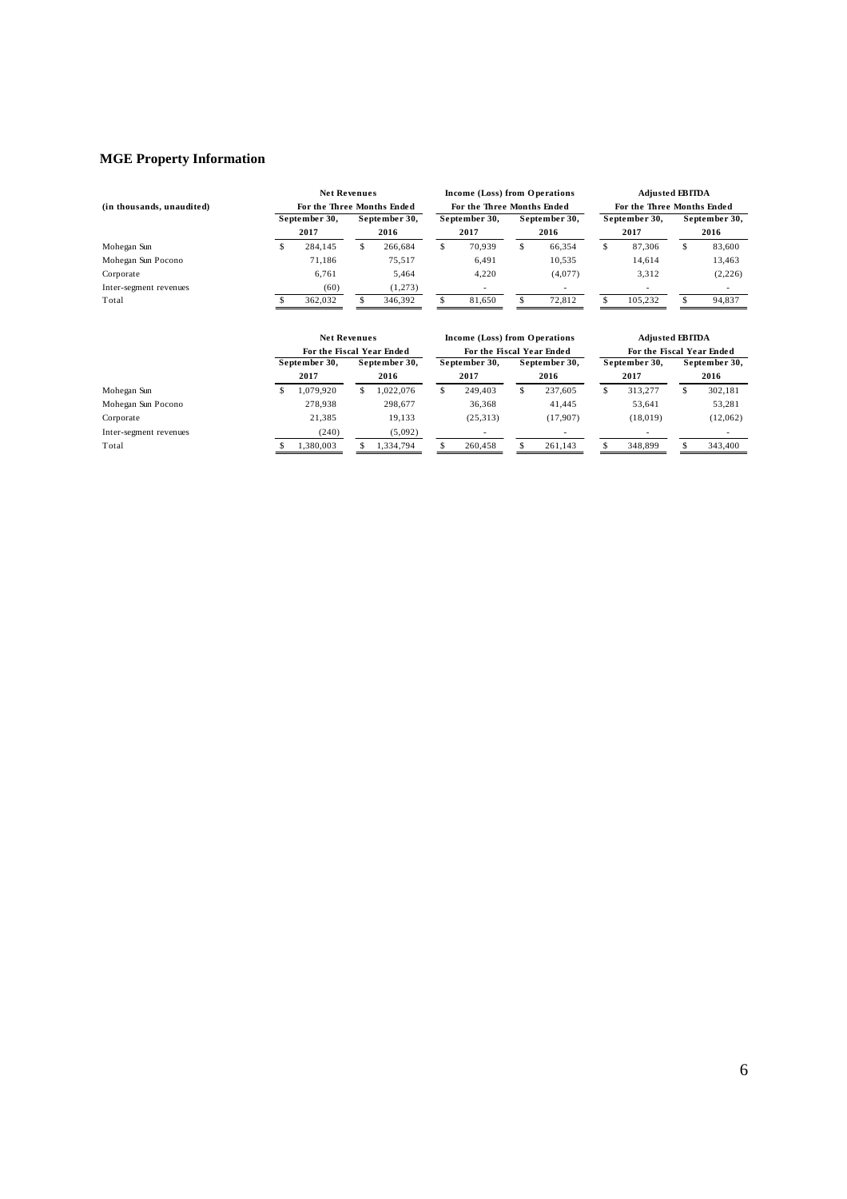## MGE Property Information

| (in thousands, unaudited) | Net Revenues | | Income (Loss) from Operations | | Adjusted EBITDA | |
|---|---|---|---|---|---|---|
| | For the Three Months Ended | | For the Three Months Ended | | For the Three Months Ended | |
| | September 30, 2017 | September 30, 2016 | September 30, 2017 | September 30, 2016 | September 30, 2017 | September 30, 2016 |
| Mohegan Sun | $ 284,145 | $ 266,684 | $ 70,939 | $ 66,354 | $ 87,306 | $ 83,600 |
| Mohegan Sun Pocono | 71,186 | 75,517 | 6,491 | 10,535 | 14,614 | 13,463 |
| Corporate | 6,761 | 5,464 | 4,220 | (4,077) | 3,312 | (2,226) |
| Inter-segment revenues | (60) | (1,273) | - | - | - | - |
| Total | $ 362,032 | $ 346,392 | $ 81,650 | $ 72,812 | $ 105,232 | $ 94,837 |

| | Net Revenues | | Income (Loss) from Operations | | Adjusted EBITDA | |
|---|---|---|---|---|---|---|
| | For the Fiscal Year Ended | | For the Fiscal Year Ended | | For the Fiscal Year Ended | |
| | September 30, 2017 | September 30, 2016 | September 30, 2017 | September 30, 2016 | September 30, 2017 | September 30, 2016 |
| Mohegan Sun | $ 1,079,920 | $ 1,022,076 | $ 249,403 | $ 237,605 | $ 313,277 | $ 302,181 |
| Mohegan Sun Pocono | 278,938 | 298,677 | 36,368 | 41,445 | 53,641 | 53,281 |
| Corporate | 21,385 | 19,133 | (25,313) | (17,907) | (18,019) | (12,062) |
| Inter-segment revenues | (240) | (5,092) | - | - | - | - |
| Total | $ 1,380,003 | $ 1,334,794 | $ 260,458 | $ 261,143 | $ 348,899 | $ 343,400 |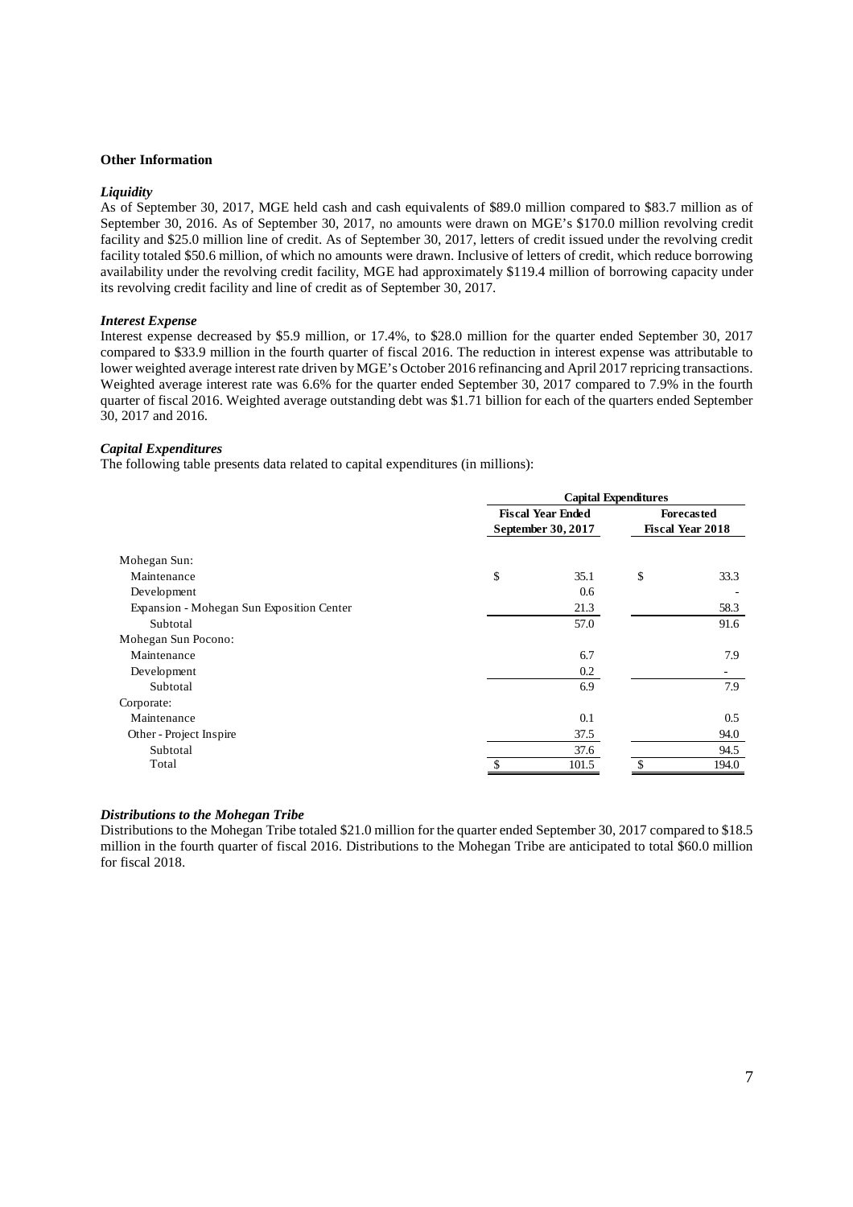**Other Information**

***Liquidity***

As of September 30, 2017, MGE held cash and cash equivalents of $89.0 million compared to $83.7 million as of September 30, 2016. As of September 30, 2017, no amounts were drawn on MGE's $170.0 million revolving credit facility and $25.0 million line of credit. As of September 30, 2017, letters of credit issued under the revolving credit facility totaled $50.6 million, of which no amounts were drawn. Inclusive of letters of credit, which reduce borrowing availability under the revolving credit facility, MGE had approximately $119.4 million of borrowing capacity under its revolving credit facility and line of credit as of September 30, 2017.

***Interest Expense***

Interest expense decreased by $5.9 million, or 17.4%, to $28.0 million for the quarter ended September 30, 2017 compared to $33.9 million in the fourth quarter of fiscal 2016. The reduction in interest expense was attributable to lower weighted average interest rate driven by MGE's October 2016 refinancing and April 2017 repricing transactions. Weighted average interest rate was 6.6% for the quarter ended September 30, 2017 compared to 7.9% in the fourth quarter of fiscal 2016. Weighted average outstanding debt was $1.71 billion for each of the quarters ended September 30, 2017 and 2016.

***Capital Expenditures***

The following table presents data related to capital expenditures (in millions):

| | Capital Expenditures | |
|---|---|---|
| | Fiscal Year Ended September 30, 2017 | Forecasted Fiscal Year 2018 |
| Mohegan Sun: | | |
| Maintenance | $ 35.1 | $ 33.3 |
| Development | 0.6 | - |
| Expansion - Mohegan Sun Exposition Center | 21.3 | 58.3 |
| Subtotal | 57.0 | 91.6 |
| Mohegan Sun Pocono: | | |
| Maintenance | 6.7 | 7.9 |
| Development | 0.2 | - |
| Subtotal | 6.9 | 7.9 |
| Corporate: | | |
| Maintenance | 0.1 | 0.5 |
| Other - Project Inspire | 37.5 | 94.0 |
| Subtotal | 37.6 | 94.5 |
| Total | $ 101.5 | $ 194.0 |

***Distributions to the Mohegan Tribe***

Distributions to the Mohegan Tribe totaled $21.0 million for the quarter ended September 30, 2017 compared to $18.5 million in the fourth quarter of fiscal 2016. Distributions to the Mohegan Tribe are anticipated to total $60.0 million for fiscal 2018.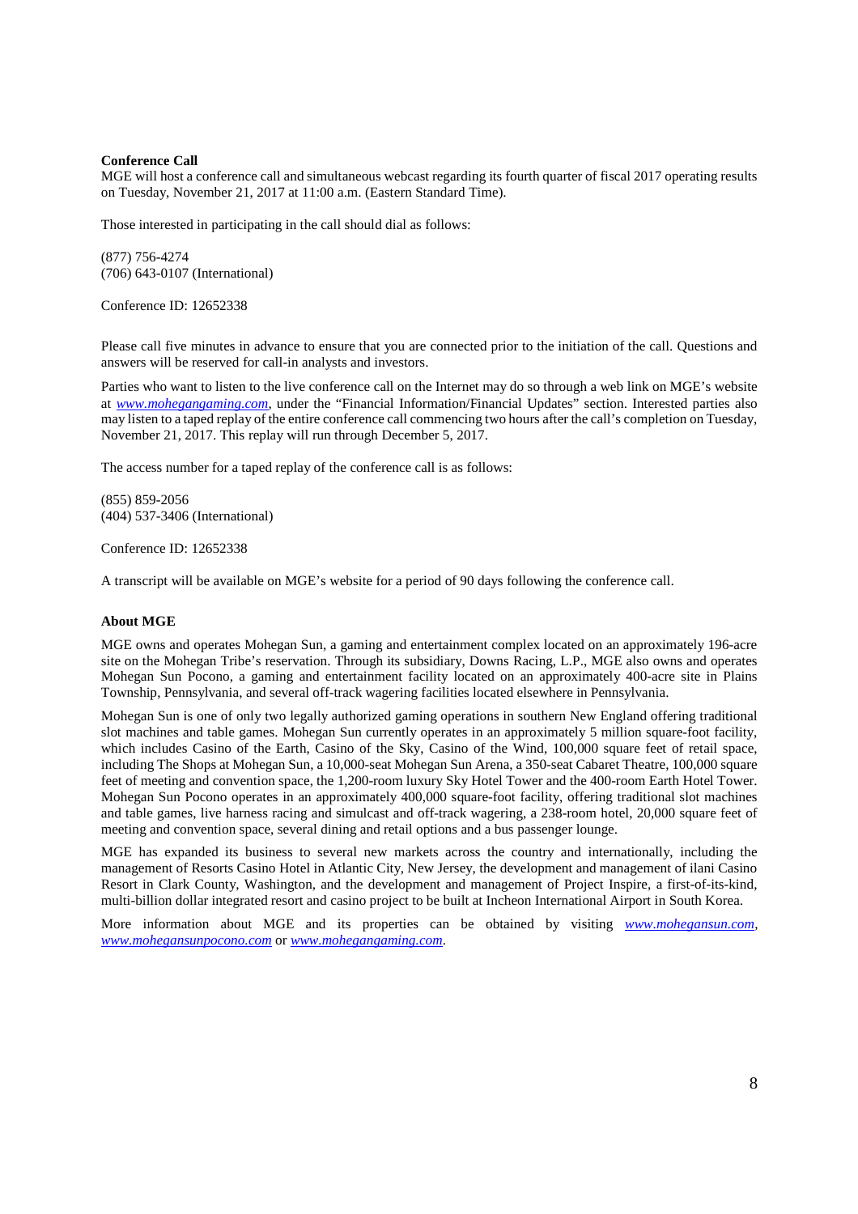**Conference Call**

MGE will host a conference call and simultaneous webcast regarding its fourth quarter of fiscal 2017 operating results on Tuesday, November 21, 2017 at 11:00 a.m. (Eastern Standard Time).

Those interested in participating in the call should dial as follows:

(877) 756-4274
(706) 643-0107 (International)

Conference ID: 12652338

Please call five minutes in advance to ensure that you are connected prior to the initiation of the call. Questions and answers will be reserved for call-in analysts and investors.

Parties who want to listen to the live conference call on the Internet may do so through a web link on MGE's website at *www.mohegangaming.com*, under the "Financial Information/Financial Updates" section. Interested parties also may listen to a taped replay of the entire conference call commencing two hours after the call's completion on Tuesday, November 21, 2017. This replay will run through December 5, 2017.

The access number for a taped replay of the conference call is as follows:

(855) 859-2056
(404) 537-3406 (International)

Conference ID: 12652338

A transcript will be available on MGE's website for a period of 90 days following the conference call.

**About MGE**

MGE owns and operates Mohegan Sun, a gaming and entertainment complex located on an approximately 196-acre site on the Mohegan Tribe's reservation. Through its subsidiary, Downs Racing, L.P., MGE also owns and operates Mohegan Sun Pocono, a gaming and entertainment facility located on an approximately 400-acre site in Plains Township, Pennsylvania, and several off-track wagering facilities located elsewhere in Pennsylvania.

Mohegan Sun is one of only two legally authorized gaming operations in southern New England offering traditional slot machines and table games. Mohegan Sun currently operates in an approximately 5 million square-foot facility, which includes Casino of the Earth, Casino of the Sky, Casino of the Wind, 100,000 square feet of retail space, including The Shops at Mohegan Sun, a 10,000-seat Mohegan Sun Arena, a 350-seat Cabaret Theatre, 100,000 square feet of meeting and convention space, the 1,200-room luxury Sky Hotel Tower and the 400-room Earth Hotel Tower. Mohegan Sun Pocono operates in an approximately 400,000 square-foot facility, offering traditional slot machines and table games, live harness racing and simulcast and off-track wagering, a 238-room hotel, 20,000 square feet of meeting and convention space, several dining and retail options and a bus passenger lounge.

MGE has expanded its business to several new markets across the country and internationally, including the management of Resorts Casino Hotel in Atlantic City, New Jersey, the development and management of ilani Casino Resort in Clark County, Washington, and the development and management of Project Inspire, a first-of-its-kind, multi-billion dollar integrated resort and casino project to be built at Incheon International Airport in South Korea.

More information about MGE and its properties can be obtained by visiting *www.mohegansun.com*, *www.mohegansunpocono.com* or *www.mohegangaming.com*.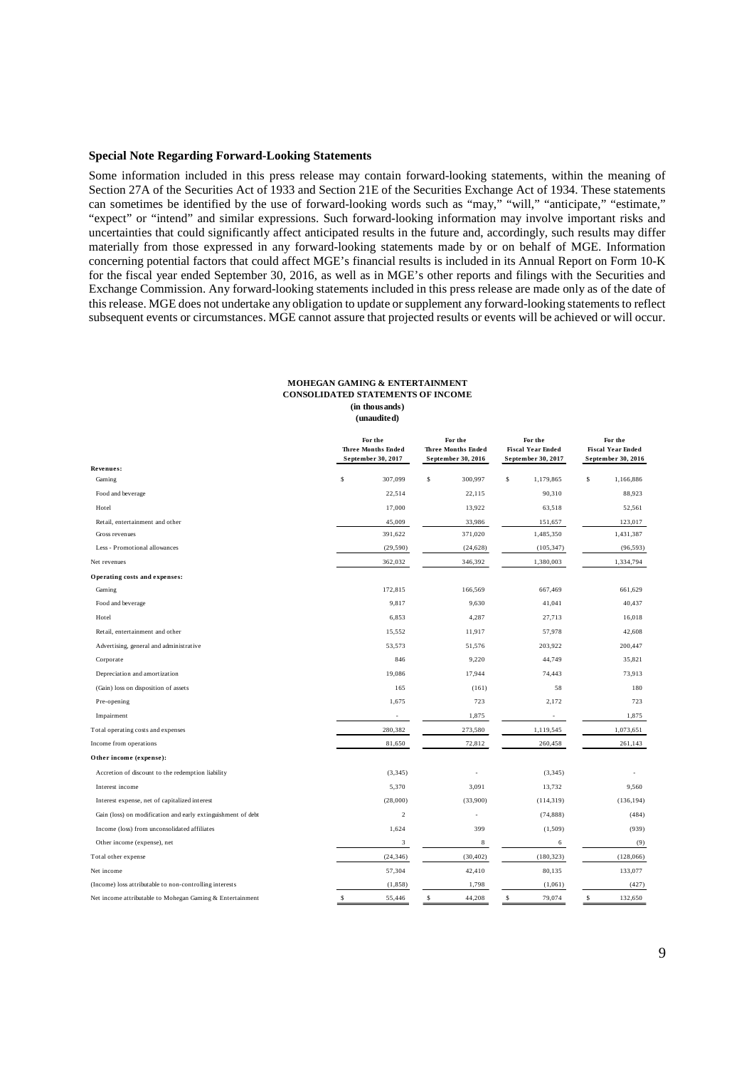### Special Note Regarding Forward-Looking Statements

Some information included in this press release may contain forward-looking statements, within the meaning of Section 27A of the Securities Act of 1933 and Section 21E of the Securities Exchange Act of 1934. These statements can sometimes be identified by the use of forward-looking words such as "may," "will," "anticipate," "estimate," "expect" or "intend" and similar expressions. Such forward-looking information may involve important risks and uncertainties that could significantly affect anticipated results in the future and, accordingly, such results may differ materially from those expressed in any forward-looking statements made by or on behalf of MGE. Information concerning potential factors that could affect MGE's financial results is included in its Annual Report on Form 10-K for the fiscal year ended September 30, 2016, as well as in MGE's other reports and filings with the Securities and Exchange Commission. Any forward-looking statements included in this press release are made only as of the date of this release. MGE does not undertake any obligation to update or supplement any forward-looking statements to reflect subsequent events or circumstances. MGE cannot assure that projected results or events will be achieved or will occur.

**MOHEGAN GAMING & ENTERTAINMENT**
**CONSOLIDATED STATEMENTS OF INCOME**
**(in thousands)**
**(unaudited)**

| | For the Three Months Ended September 30, 2017 | For the Three Months Ended September 30, 2016 | For the Fiscal Year Ended September 30, 2017 | For the Fiscal Year Ended September 30, 2016 |
|---|---|---|---|---|
| **Revenues:** | | | | |
| Gaming | $ 307,099 | $ 300,997 | $ 1,179,865 | $ 1,166,886 |
| Food and beverage | 22,514 | 22,115 | 90,310 | 88,923 |
| Hotel | 17,000 | 13,922 | 63,518 | 52,561 |
| Retail, entertainment and other | 45,009 | 33,986 | 151,657 | 123,017 |
| Gross revenues | 391,622 | 371,020 | 1,485,350 | 1,431,387 |
| Less - Promotional allowances | (29,590) | (24,628) | (105,347) | (96,593) |
| Net revenues | 362,032 | 346,392 | 1,380,003 | 1,334,794 |
| **Operating costs and expenses:** | | | | |
| Gaming | 172,815 | 166,569 | 667,469 | 661,629 |
| Food and beverage | 9,817 | 9,630 | 41,041 | 40,437 |
| Hotel | 6,853 | 4,287 | 27,713 | 16,018 |
| Retail, entertainment and other | 15,552 | 11,917 | 57,978 | 42,608 |
| Advertising, general and administrative | 53,573 | 51,576 | 203,922 | 200,447 |
| Corporate | 846 | 9,220 | 44,749 | 35,821 |
| Depreciation and amortization | 19,086 | 17,944 | 74,443 | 73,913 |
| (Gain) loss on disposition of assets | 165 | (161) | 58 | 180 |
| Pre-opening | 1,675 | 723 | 2,172 | 723 |
| Impairment | - | 1,875 | - | 1,875 |
| Total operating costs and expenses | 280,382 | 273,580 | 1,119,545 | 1,073,651 |
| Income from operations | 81,650 | 72,812 | 260,458 | 261,143 |
| **Other income (expense):** | | | | |
| Accretion of discount to the redemption liability | (3,345) | - | (3,345) | - |
| Interest income | 5,370 | 3,091 | 13,732 | 9,560 |
| Interest expense, net of capitalized interest | (28,000) | (33,900) | (114,319) | (136,194) |
| Gain (loss) on modification and early extinguishment of debt | 2 | - | (74,888) | (484) |
| Income (loss) from unconsolidated affiliates | 1,624 | 399 | (1,509) | (939) |
| Other income (expense), net | 3 | 8 | 6 | (9) |
| Total other expense | (24,346) | (30,402) | (180,323) | (128,066) |
| Net income | 57,304 | 42,410 | 80,135 | 133,077 |
| (Income) loss attributable to non-controlling interests | (1,858) | 1,798 | (1,061) | (427) |
| Net income attributable to Mohegan Gaming & Entertainment | $ 55,446 | $ 44,208 | $ 79,074 | $ 132,650 |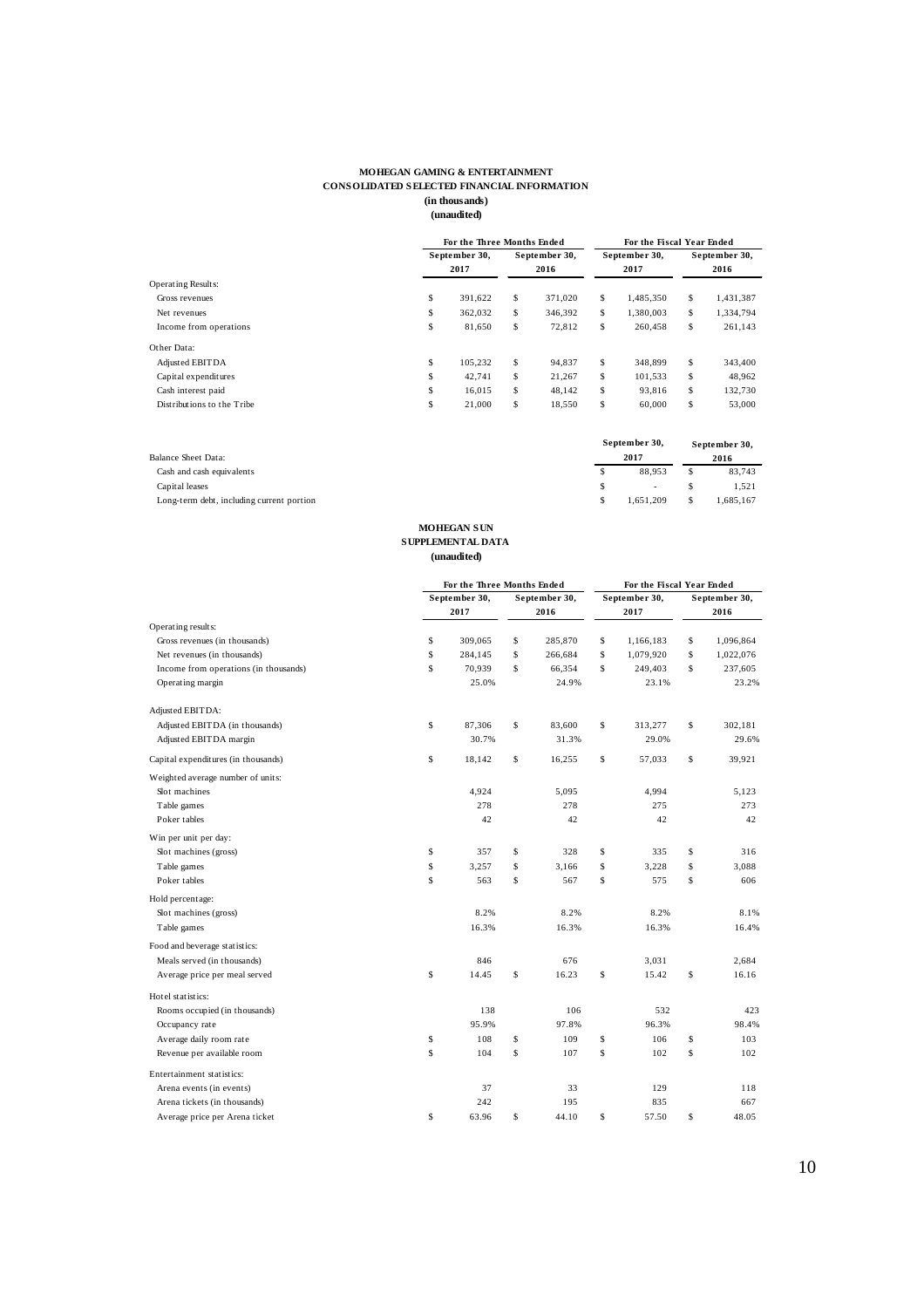**MOHEGAN GAMING & ENTERTAINMENT**
**CONSOLIDATED SELECTED FINANCIAL INFORMATION**
**(in thousands)**
**(unaudited)**

| | For the Three Months Ended | | For the Fiscal Year Ended | |
|---|---|---|---|---|
| | September 30, 2017 | September 30, 2016 | September 30, 2017 | September 30, 2016 |
| Operating Results: | | | | |
| Gross revenues | $ 391,622 | $ 371,020 | $ 1,485,350 | $ 1,431,387 |
| Net revenues | $ 362,032 | $ 346,392 | $ 1,380,003 | $ 1,334,794 |
| Income from operations | $ 81,650 | $ 72,812 | $ 260,458 | $ 261,143 |
| Other Data: | | | | |
| Adjusted EBITDA | $ 105,232 | $ 94,837 | $ 348,899 | $ 343,400 |
| Capital expenditures | $ 42,741 | $ 21,267 | $ 101,533 | $ 48,962 |
| Cash interest paid | $ 16,015 | $ 48,142 | $ 93,816 | $ 132,730 |
| Distributions to the Tribe | $ 21,000 | $ 18,550 | $ 60,000 | $ 53,000 |

| Balance Sheet Data: | September 30, 2017 | September 30, 2016 |
|---|---|---|
| Cash and cash equivalents | $ 88,953 | $ 83,743 |
| Capital leases | $ - | $ 1,521 |
| Long-term debt, including current portion | $ 1,651,209 | $ 1,685,167 |

**MOHEGAN SUN**
**SUPPLEMENTAL DATA**
**(unaudited)**

| | For the Three Months Ended | | For the Fiscal Year Ended | |
|---|---|---|---|---|
| | September 30, 2017 | September 30, 2016 | September 30, 2017 | September 30, 2016 |
| Operating results: | | | | |
| Gross revenues (in thousands) | $ 309,065 | $ 285,870 | $ 1,166,183 | $ 1,096,864 |
| Net revenues (in thousands) | $ 284,145 | $ 266,684 | $ 1,079,920 | $ 1,022,076 |
| Income from operations (in thousands) | $ 70,939 | $ 66,354 | $ 249,403 | $ 237,605 |
| Operating margin | 25.0% | 24.9% | 23.1% | 23.2% |
| Adjusted EBITDA: | | | | |
| Adjusted EBITDA (in thousands) | $ 87,306 | $ 83,600 | $ 313,277 | $ 302,181 |
| Adjusted EBITDA margin | 30.7% | 31.3% | 29.0% | 29.6% |
| Capital expenditures (in thousands) | $ 18,142 | $ 16,255 | $ 57,033 | $ 39,921 |
| Weighted average number of units: | | | | |
| Slot machines | 4,924 | 5,095 | 4,994 | 5,123 |
| Table games | 278 | 278 | 275 | 273 |
| Poker tables | 42 | 42 | 42 | 42 |
| Win per unit per day: | | | | |
| Slot machines (gross) | $ 357 | $ 328 | $ 335 | $ 316 |
| Table games | $ 3,257 | $ 3,166 | $ 3,228 | $ 3,088 |
| Poker tables | $ 563 | $ 567 | $ 575 | $ 606 |
| Hold percentage: | | | | |
| Slot machines (gross) | 8.2% | 8.2% | 8.2% | 8.1% |
| Table games | 16.3% | 16.3% | 16.3% | 16.4% |
| Food and beverage statistics: | | | | |
| Meals served (in thousands) | 846 | 676 | 3,031 | 2,684 |
| Average price per meal served | $ 14.45 | $ 16.23 | $ 15.42 | $ 16.16 |
| Hotel statistics: | | | | |
| Rooms occupied (in thousands) | 138 | 106 | 532 | 423 |
| Occupancy rate | 95.9% | 97.8% | 96.3% | 98.4% |
| Average daily room rate | $ 108 | $ 109 | $ 106 | $ 103 |
| Revenue per available room | $ 104 | $ 107 | $ 102 | $ 102 |
| Entertainment statistics: | | | | |
| Arena events (in events) | 37 | 33 | 129 | 118 |
| Arena tickets (in thousands) | 242 | 195 | 835 | 667 |
| Average price per Arena ticket | $ 63.96 | $ 44.10 | $ 57.50 | $ 48.05 |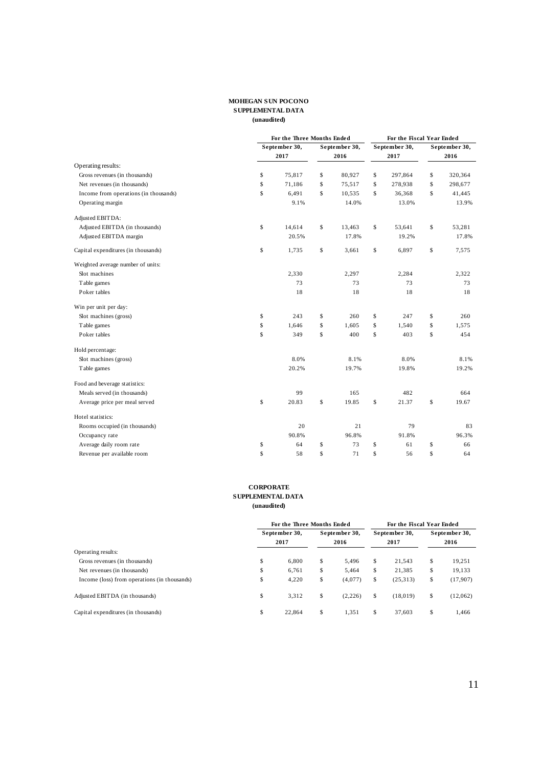**MOHEGAN SUN POCONO**
**SUPPLEMENTAL DATA**
**(unaudited)**

| | For the Three Months Ended | | For the Fiscal Year Ended | |
|---|---|---|---|---|
| | **September 30, 2017** | **September 30, 2016** | **September 30, 2017** | **September 30, 2016** |
| Operating results: | | | | |
| Gross revenues (in thousands) | $ 75,817 | $ 80,927 | $ 297,864 | $ 320,364 |
| Net revenues (in thousands) | $ 71,186 | $ 75,517 | $ 278,938 | $ 298,677 |
| Income from operations (in thousands) | $ 6,491 | $ 10,535 | $ 36,368 | $ 41,445 |
| Operating margin | 9.1% | 14.0% | 13.0% | 13.9% |
| Adjusted EBITDA: | | | | |
| Adjusted EBITDA (in thousands) | $ 14,614 | $ 13,463 | $ 53,641 | $ 53,281 |
| Adjusted EBITDA margin | 20.5% | 17.8% | 19.2% | 17.8% |
| Capital expenditures (in thousands) | $ 1,735 | $ 3,661 | $ 6,897 | $ 7,575 |
| Weighted average number of units: | | | | |
| Slot machines | 2,330 | 2,297 | 2,284 | 2,322 |
| Table games | 73 | 73 | 73 | 73 |
| Poker tables | 18 | 18 | 18 | 18 |
| Win per unit per day: | | | | |
| Slot machines (gross) | $ 243 | $ 260 | $ 247 | $ 260 |
| Table games | $ 1,646 | $ 1,605 | $ 1,540 | $ 1,575 |
| Poker tables | $ 349 | $ 400 | $ 403 | $ 454 |
| Hold percentage: | | | | |
| Slot machines (gross) | 8.0% | 8.1% | 8.0% | 8.1% |
| Table games | 20.2% | 19.7% | 19.8% | 19.2% |
| Food and beverage statistics: | | | | |
| Meals served (in thousands) | 99 | 165 | 482 | 664 |
| Average price per meal served | $ 20.83 | $ 19.85 | $ 21.37 | $ 19.67 |
| Hotel statistics: | | | | |
| Rooms occupied (in thousands) | 20 | 21 | 79 | 83 |
| Occupancy rate | 90.8% | 96.8% | 91.8% | 96.3% |
| Average daily room rate | $ 64 | $ 73 | $ 61 | $ 66 |
| Revenue per available room | $ 58 | $ 71 | $ 56 | $ 64 |

**CORPORATE**
**SUPPLEMENTAL DATA**
**(unaudited)**

| | For the Three Months Ended | | For the Fiscal Year Ended | |
|---|---|---|---|---|
| | **September 30, 2017** | **September 30, 2016** | **September 30, 2017** | **September 30, 2016** |
| Operating results: | | | | |
| Gross revenues (in thousands) | $ 6,800 | $ 5,496 | $ 21,543 | $ 19,251 |
| Net revenues (in thousands) | $ 6,761 | $ 5,464 | $ 21,385 | $ 19,133 |
| Income (loss) from operations (in thousands) | $ 4,220 | $ (4,077) | $ (25,313) | $ (17,907) |
| Adjusted EBITDA (in thousands) | $ 3,312 | $ (2,226) | $ (18,019) | $ (12,062) |
| Capital expenditures (in thousands) | $ 22,864 | $ 1,351 | $ 37,603 | $ 1,466 |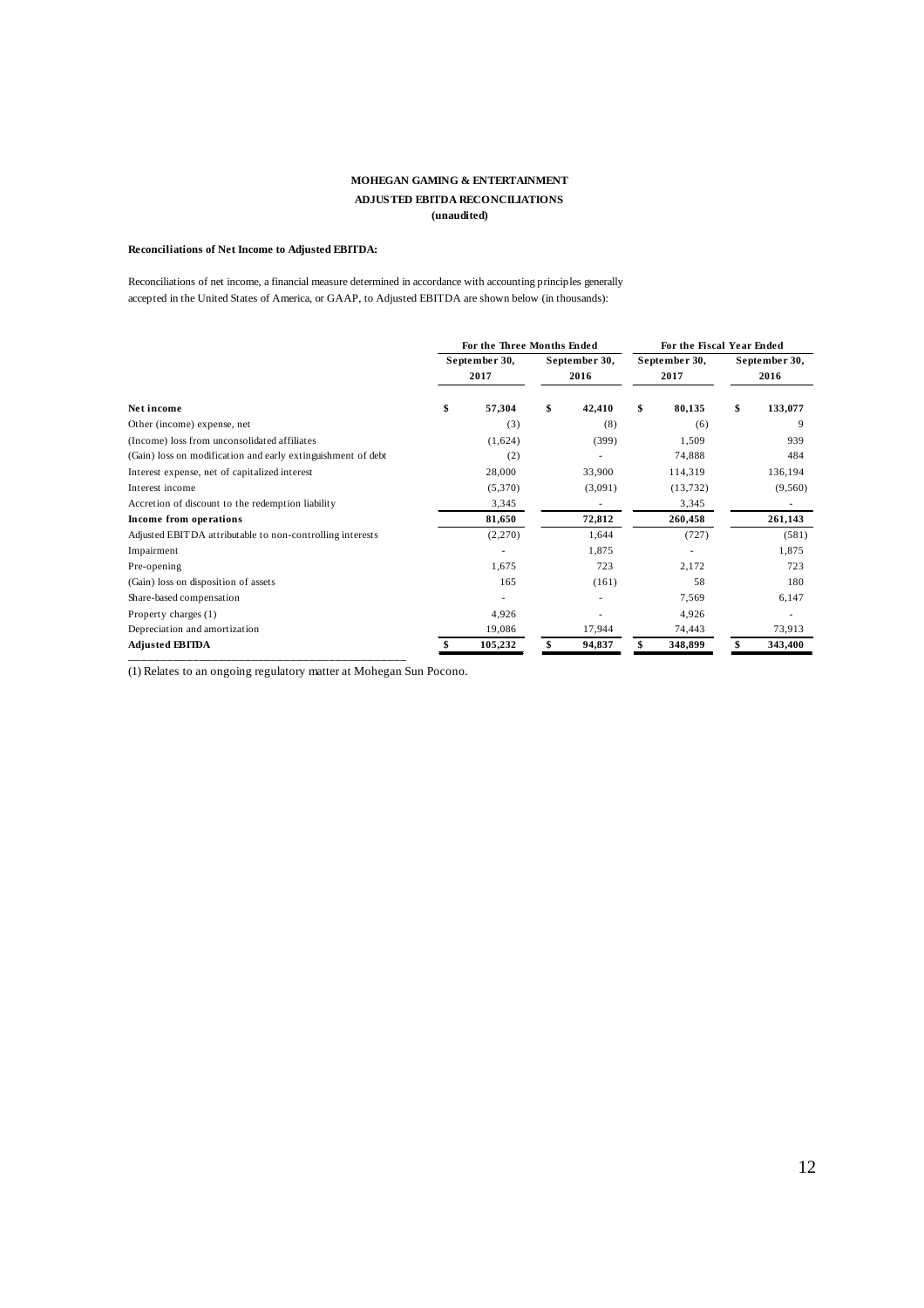**MOHEGAN GAMING & ENTERTAINMENT**

**ADJUSTED EBITDA RECONCILIATIONS**

**(unaudited)**

**Reconciliations of Net Income to Adjusted EBITDA:**

Reconciliations of net income, a financial measure determined in accordance with accounting principles generally accepted in the United States of America, or GAAP, to Adjusted EBITDA are shown below (in thousands):

| | For the Three Months Ended | | For the Fiscal Year Ended | |
|---|---|---|---|---|
| | September 30, 2017 | September 30, 2016 | September 30, 2017 | September 30, 2016 |
| **Net income** | $ 57,304 | $ 42,410 | $ 80,135 | $ 133,077 |
| Other (income) expense, net | (3) | (8) | (6) | 9 |
| (Income) loss from unconsolidated affiliates | (1,624) | (399) | 1,509 | 939 |
| (Gain) loss on modification and early extinguishment of debt | (2) | - | 74,888 | 484 |
| Interest expense, net of capitalized interest | 28,000 | 33,900 | 114,319 | 136,194 |
| Interest income | (5,370) | (3,091) | (13,732) | (9,560) |
| Accretion of discount to the redemption liability | 3,345 | - | 3,345 | - |
| **Income from operations** | 81,650 | 72,812 | 260,458 | 261,143 |
| Adjusted EBITDA attributable to non-controlling interests | (2,270) | 1,644 | (727) | (581) |
| Impairment | - | 1,875 | - | 1,875 |
| Pre-opening | 1,675 | 723 | 2,172 | 723 |
| (Gain) loss on disposition of assets | 165 | (161) | 58 | 180 |
| Share-based compensation | - | - | 7,569 | 6,147 |
| Property charges (1) | 4,926 | - | 4,926 | - |
| Depreciation and amortization | 19,086 | 17,944 | 74,443 | 73,913 |
| **Adjusted EBITDA** | $ 105,232 | $ 94,837 | $ 348,899 | $ 343,400 |

(1) Relates to an ongoing regulatory matter at Mohegan Sun Pocono.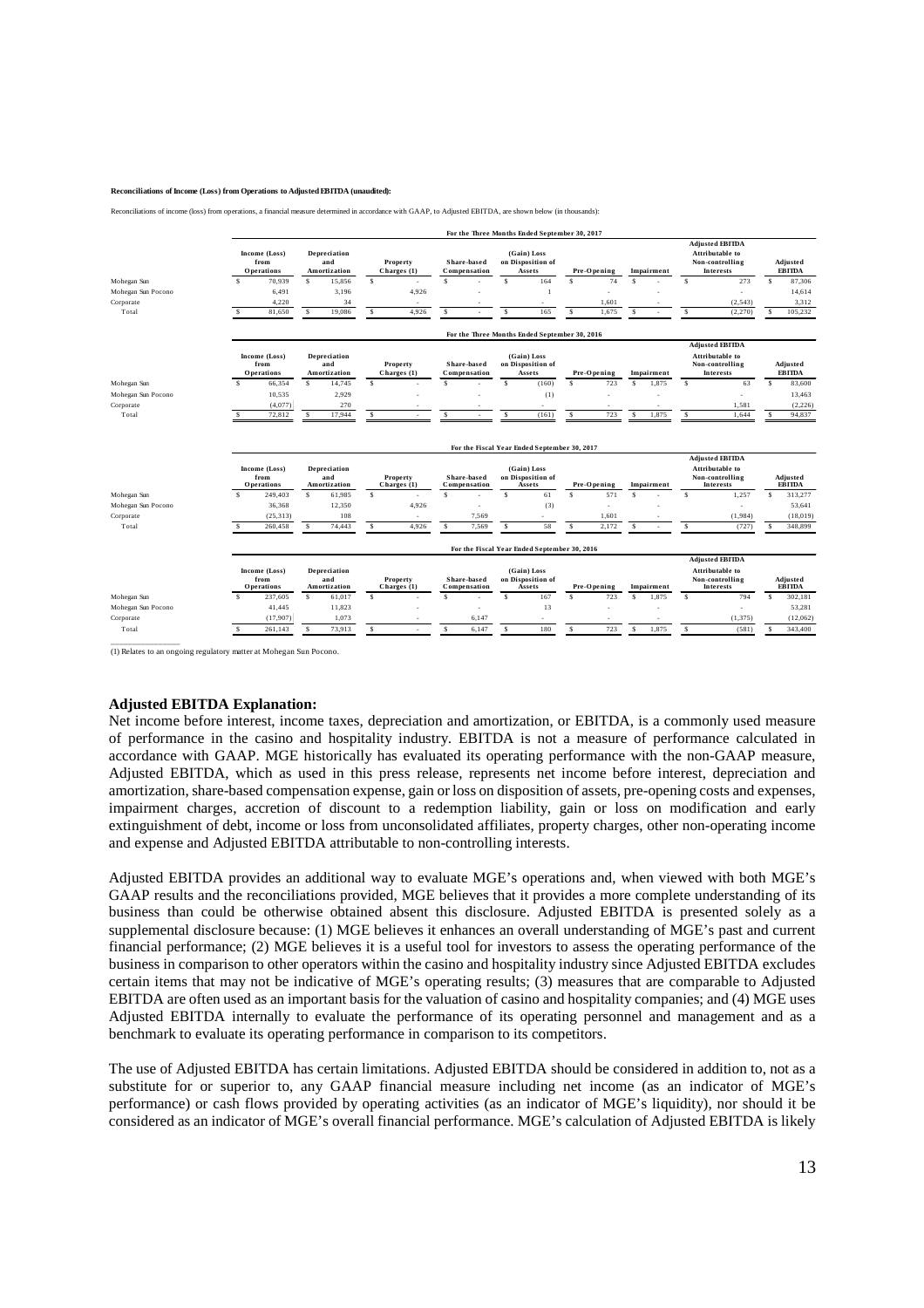**Reconciliations of Income (Loss) from Operations to Adjusted EBITDA (unaudited):**

Reconciliations of income (loss) from operations, a financial measure determined in accordance with GAAP, to Adjusted EBITDA, are shown below (in thousands):

| For the Three Months Ended September 30, 2017 | Income (Loss) from Operations | Depreciation and Amortization | Property Charges (1) | Share-based Compensation | (Gain) Loss on Disposition of Assets | Pre-Opening | Impairment | Adjusted EBITDA Attributable to Non-controlling Interests | Adjusted EBITDA |
|---|---|---|---|---|---|---|---|---|---|
| Mohegan Sun | $ 70,939 | $ 15,856 | $ - | $ - | $ 164 | $ 74 | $ - | $ 273 | $ 87,306 |
| Mohegan Sun Pocono | 6,491 | 3,196 | 4,926 | - | 1 | - | - | - | 14,614 |
| Corporate | 4,220 | 34 | - | - | - | 1,601 | - | (2,543) | 3,312 |
| Total | $ 81,650 | $ 19,086 | $ 4,926 | $ - | $ 165 | $ 1,675 | $ - | $ (2,270) | $ 105,232 |

| For the Three Months Ended September 30, 2016 | Income (Loss) from Operations | Depreciation and Amortization | Property Charges (1) | Share-based Compensation | (Gain) Loss on Disposition of Assets | Pre-Opening | Impairment | Adjusted EBITDA Attributable to Non-controlling Interests | Adjusted EBITDA |
|---|---|---|---|---|---|---|---|---|---|
| Mohegan Sun | $ 66,354 | $ 14,745 | $ - | $ - | $ (160) | $ 723 | $ 1,875 | $ 63 | $ 83,600 |
| Mohegan Sun Pocono | 10,535 | 2,929 | - | - | (1) | - | - | - | 13,463 |
| Corporate | (4,077) | 270 | - | - | - | - | - | 1,581 | (2,226) |
| Total | $ 72,812 | $ 17,944 | $ - | $ - | $ (161) | $ 723 | $ 1,875 | $ 1,644 | $ 94,837 |

| For the Fiscal Year Ended September 30, 2017 | Income (Loss) from Operations | Depreciation and Amortization | Property Charges (1) | Share-based Compensation | (Gain) Loss on Disposition of Assets | Pre-Opening | Impairment | Adjusted EBITDA Attributable to Non-controlling Interests | Adjusted EBITDA |
|---|---|---|---|---|---|---|---|---|---|
| Mohegan Sun | $ 249,403 | $ 61,985 | $ - | $ - | $ 61 | $ 571 | $ - | $ 1,257 | $ 313,277 |
| Mohegan Sun Pocono | 36,368 | 12,350 | 4,926 | - | (3) | - | - | - | 53,641 |
| Corporate | (25,313) | 108 | - | 7,569 | - | 1,601 | - | (1,984) | (18,019) |
| Total | $ 260,458 | $ 74,443 | $ 4,926 | $ 7,569 | $ 58 | $ 2,172 | $ - | $ (727) | $ 348,899 |

| For the Fiscal Year Ended September 30, 2016 | Income (Loss) from Operations | Depreciation and Amortization | Property Charges (1) | Share-based Compensation | (Gain) Loss on Disposition of Assets | Pre-Opening | Impairment | Adjusted EBITDA Attributable to Non-controlling Interests | Adjusted EBITDA |
|---|---|---|---|---|---|---|---|---|---|
| Mohegan Sun | $ 237,605 | $ 61,017 | $ - | $ - | $ 167 | $ 723 | $ 1,875 | $ 794 | $ 302,181 |
| Mohegan Sun Pocono | 41,445 | 11,823 | - | - | 13 | - | - | - | 53,281 |
| Corporate | (17,907) | 1,073 | - | 6,147 | - | - | - | (1,375) | (12,062) |
| Total | $ 261,143 | $ 73,913 | $ - | $ 6,147 | $ 180 | $ 723 | $ 1,875 | $ (581) | $ 343,400 |

(1) Relates to an ongoing regulatory matter at Mohegan Sun Pocono.

**Adjusted EBITDA Explanation:**

Net income before interest, income taxes, depreciation and amortization, or EBITDA, is a commonly used measure of performance in the casino and hospitality industry. EBITDA is not a measure of performance calculated in accordance with GAAP. MGE historically has evaluated its operating performance with the non-GAAP measure, Adjusted EBITDA, which as used in this press release, represents net income before interest, depreciation and amortization, share-based compensation expense, gain or loss on disposition of assets, pre-opening costs and expenses, impairment charges, accretion of discount to a redemption liability, gain or loss on modification and early extinguishment of debt, income or loss from unconsolidated affiliates, property charges, other non-operating income and expense and Adjusted EBITDA attributable to non-controlling interests.

Adjusted EBITDA provides an additional way to evaluate MGE's operations and, when viewed with both MGE's GAAP results and the reconciliations provided, MGE believes that it provides a more complete understanding of its business than could be otherwise obtained absent this disclosure. Adjusted EBITDA is presented solely as a supplemental disclosure because: (1) MGE believes it enhances an overall understanding of MGE's past and current financial performance; (2) MGE believes it is a useful tool for investors to assess the operating performance of the business in comparison to other operators within the casino and hospitality industry since Adjusted EBITDA excludes certain items that may not be indicative of MGE's operating results; (3) measures that are comparable to Adjusted EBITDA are often used as an important basis for the valuation of casino and hospitality companies; and (4) MGE uses Adjusted EBITDA internally to evaluate the performance of its operating personnel and management and as a benchmark to evaluate its operating performance in comparison to its competitors.

The use of Adjusted EBITDA has certain limitations. Adjusted EBITDA should be considered in addition to, not as a substitute for or superior to, any GAAP financial measure including net income (as an indicator of MGE's performance) or cash flows provided by operating activities (as an indicator of MGE's liquidity), nor should it be considered as an indicator of MGE's overall financial performance. MGE's calculation of Adjusted EBITDA is likely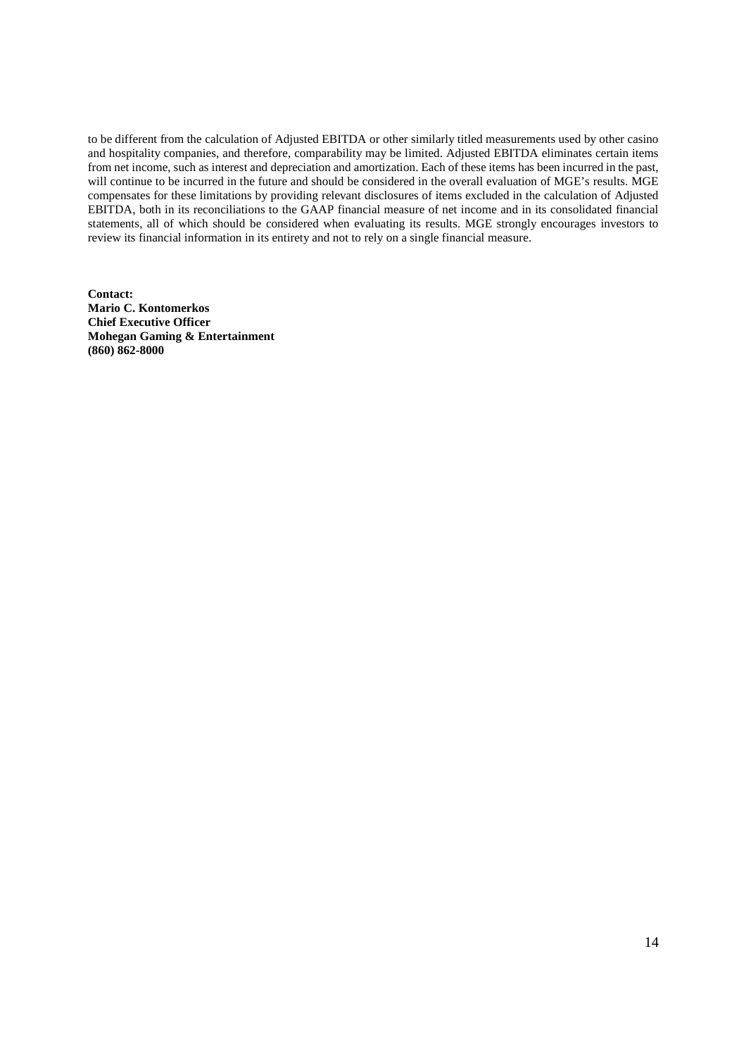to be different from the calculation of Adjusted EBITDA or other similarly titled measurements used by other casino and hospitality companies, and therefore, comparability may be limited. Adjusted EBITDA eliminates certain items from net income, such as interest and depreciation and amortization. Each of these items has been incurred in the past, will continue to be incurred in the future and should be considered in the overall evaluation of MGE's results. MGE compensates for these limitations by providing relevant disclosures of items excluded in the calculation of Adjusted EBITDA, both in its reconciliations to the GAAP financial measure of net income and in its consolidated financial statements, all of which should be considered when evaluating its results. MGE strongly encourages investors to review its financial information in its entirety and not to rely on a single financial measure.

**Contact:**
**Mario C. Kontomerkos**
**Chief Executive Officer**
**Mohegan Gaming & Entertainment**
**(860) 862-8000**